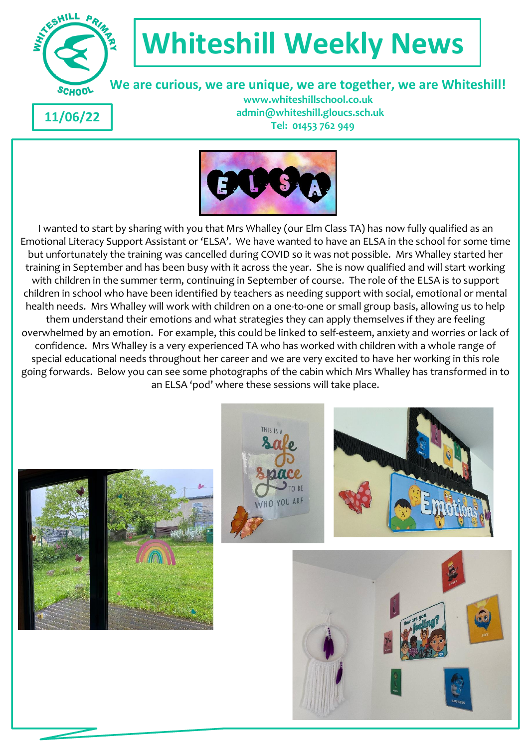# Whiteshill Weekly News

**We are curious, we are unique, we are together, we are Whiteshill!**

**www.whiteshillschool.co.uk**
**admin@whiteshill.gloucs.sch.uk**
**Tel: 01453 762 949**

**11/06/22**

I wanted to start by sharing with you that Mrs Whalley (our Elm Class TA) has now fully qualified as an Emotional Literacy Support Assistant or 'ELSA'. We have wanted to have an ELSA in the school for some time but unfortunately the training was cancelled during COVID so it was not possible. Mrs Whalley started her training in September and has been busy with it across the year. She is now qualified and will start working with children in the summer term, continuing in September of course. The role of the ELSA is to support children in school who have been identified by teachers as needing support with social, emotional or mental health needs. Mrs Whalley will work with children on a one-to-one or small group basis, allowing us to help them understand their emotions and what strategies they can apply themselves if they are feeling overwhelmed by an emotion. For example, this could be linked to self-esteem, anxiety and worries or lack of confidence. Mrs Whalley is a very experienced TA who has worked with children with a whole range of special educational needs throughout her career and we are very excited to have her working in this role going forwards. Below you can see some photographs of the cabin which Mrs Whalley has transformed in to an ELSA 'pod' where these sessions will take place.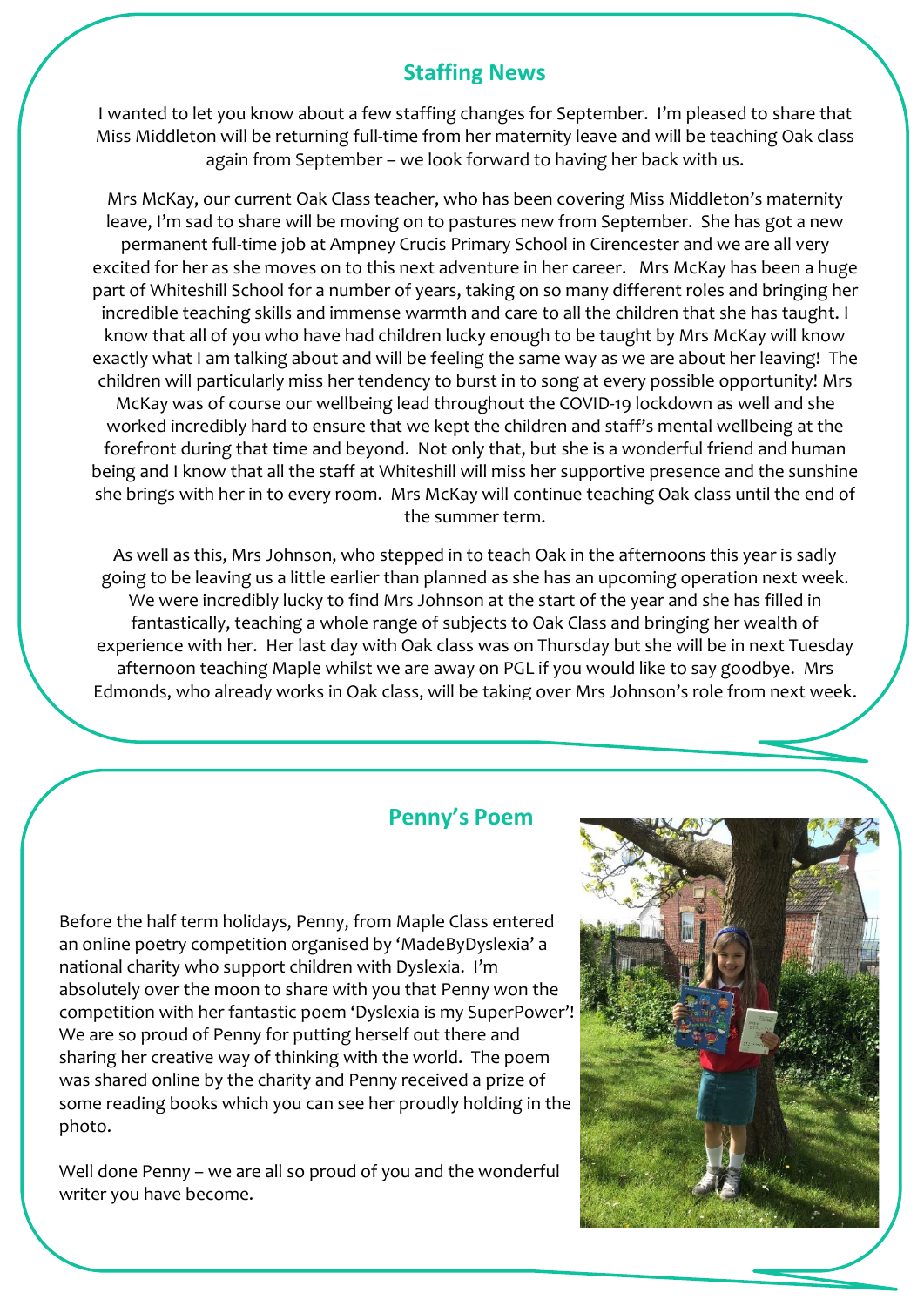## Staffing News

I wanted to let you know about a few staffing changes for September. I'm pleased to share that Miss Middleton will be returning full-time from her maternity leave and will be teaching Oak class again from September – we look forward to having her back with us.

Mrs McKay, our current Oak Class teacher, who has been covering Miss Middleton's maternity leave, I'm sad to share will be moving on to pastures new from September. She has got a new permanent full-time job at Ampney Crucis Primary School in Cirencester and we are all very excited for her as she moves on to this next adventure in her career. Mrs McKay has been a huge part of Whiteshill School for a number of years, taking on so many different roles and bringing her incredible teaching skills and immense warmth and care to all the children that she has taught. I know that all of you who have had children lucky enough to be taught by Mrs McKay will know exactly what I am talking about and will be feeling the same way as we are about her leaving! The children will particularly miss her tendency to burst in to song at every possible opportunity! Mrs McKay was of course our wellbeing lead throughout the COVID-19 lockdown as well and she worked incredibly hard to ensure that we kept the children and staff's mental wellbeing at the forefront during that time and beyond. Not only that, but she is a wonderful friend and human being and I know that all the staff at Whiteshill will miss her supportive presence and the sunshine she brings with her in to every room. Mrs McKay will continue teaching Oak class until the end of the summer term.

As well as this, Mrs Johnson, who stepped in to teach Oak in the afternoons this year is sadly going to be leaving us a little earlier than planned as she has an upcoming operation next week. We were incredibly lucky to find Mrs Johnson at the start of the year and she has filled in fantastically, teaching a whole range of subjects to Oak Class and bringing her wealth of experience with her. Her last day with Oak class was on Thursday but she will be in next Tuesday afternoon teaching Maple whilst we are away on PGL if you would like to say goodbye. Mrs Edmonds, who already works in Oak class, will be taking over Mrs Johnson's role from next week.

## Penny's Poem

Before the half term holidays, Penny, from Maple Class entered an online poetry competition organised by 'MadeByDyslexia' a national charity who support children with Dyslexia. I'm absolutely over the moon to share with you that Penny won the competition with her fantastic poem 'Dyslexia is my SuperPower'! We are so proud of Penny for putting herself out there and sharing her creative way of thinking with the world. The poem was shared online by the charity and Penny received a prize of some reading books which you can see her proudly holding in the photo.

Well done Penny – we are all so proud of you and the wonderful writer you have become.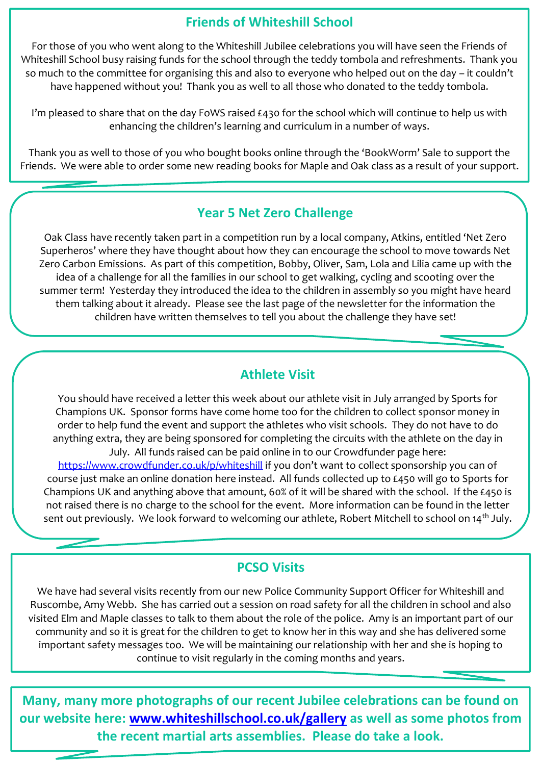## Friends of Whiteshill School

For those of you who went along to the Whiteshill Jubilee celebrations you will have seen the Friends of Whiteshill School busy raising funds for the school through the teddy tombola and refreshments. Thank you so much to the committee for organising this and also to everyone who helped out on the day – it couldn't have happened without you! Thank you as well to all those who donated to the teddy tombola.

I'm pleased to share that on the day FoWS raised £430 for the school which will continue to help us with enhancing the children's learning and curriculum in a number of ways.

Thank you as well to those of you who bought books online through the 'BookWorm' Sale to support the Friends. We were able to order some new reading books for Maple and Oak class as a result of your support.

## Year 5 Net Zero Challenge

Oak Class have recently taken part in a competition run by a local company, Atkins, entitled 'Net Zero Superheros' where they have thought about how they can encourage the school to move towards Net Zero Carbon Emissions. As part of this competition, Bobby, Oliver, Sam, Lola and Lilia came up with the idea of a challenge for all the families in our school to get walking, cycling and scooting over the summer term! Yesterday they introduced the idea to the children in assembly so you might have heard them talking about it already. Please see the last page of the newsletter for the information the children have written themselves to tell you about the challenge they have set!

## Athlete Visit

You should have received a letter this week about our athlete visit in July arranged by Sports for Champions UK. Sponsor forms have come home too for the children to collect sponsor money in order to help fund the event and support the athletes who visit schools. They do not have to do anything extra, they are being sponsored for completing the circuits with the athlete on the day in July. All funds raised can be paid online in to our Crowdfunder page here: https://www.crowdfunder.co.uk/p/whiteshill if you don't want to collect sponsorship you can of course just make an online donation here instead. All funds collected up to £450 will go to Sports for Champions UK and anything above that amount, 60% of it will be shared with the school. If the £450 is not raised there is no charge to the school for the event. More information can be found in the letter sent out previously. We look forward to welcoming our athlete, Robert Mitchell to school on 14th July.

## PCSO Visits

We have had several visits recently from our new Police Community Support Officer for Whiteshill and Ruscombe, Amy Webb. She has carried out a session on road safety for all the children in school and also visited Elm and Maple classes to talk to them about the role of the police. Amy is an important part of our community and so it is great for the children to get to know her in this way and she has delivered some important safety messages too. We will be maintaining our relationship with her and she is hoping to continue to visit regularly in the coming months and years.

**Many, many more photographs of our recent Jubilee celebrations can be found on our website here: www.whiteshillschool.co.uk/gallery as well as some photos from the recent martial arts assemblies. Please do take a look.**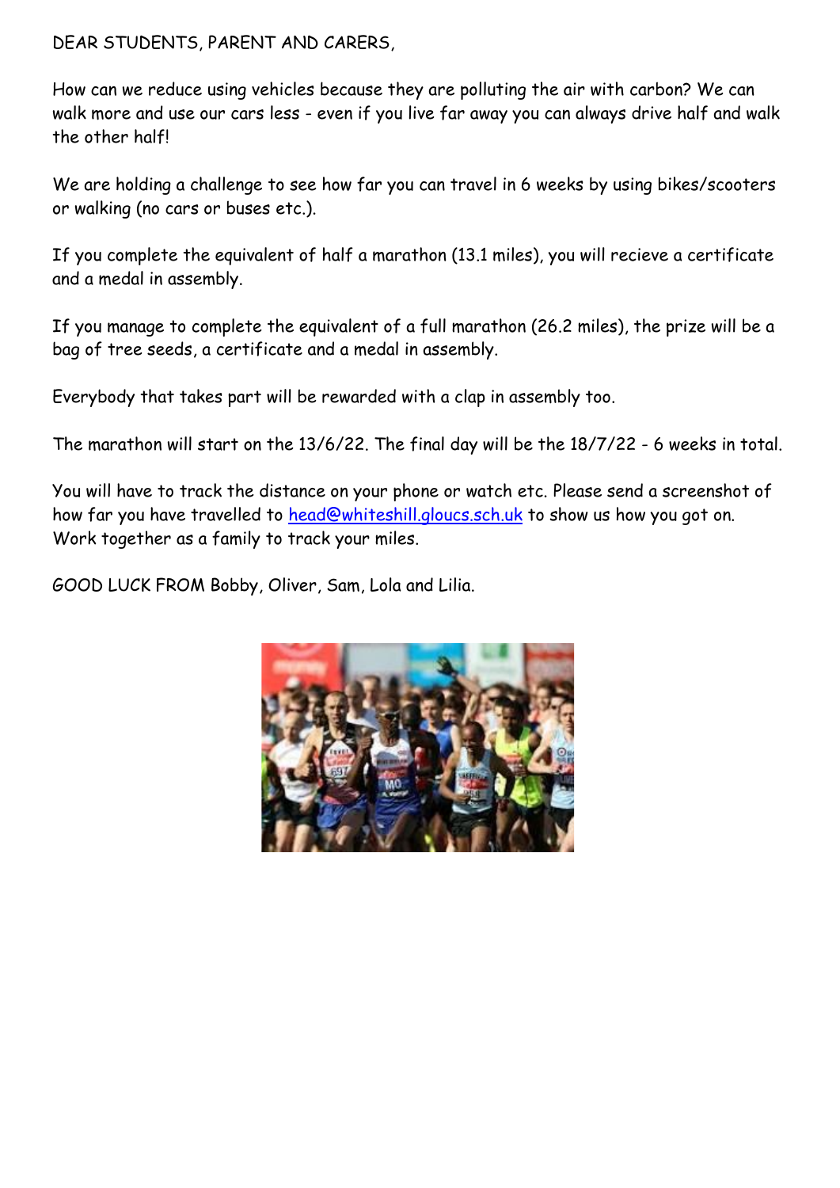DEAR STUDENTS, PARENT AND CARERS,

How can we reduce using vehicles because they are polluting the air with carbon? We can walk more and use our cars less - even if you live far away you can always drive half and walk the other half!

We are holding a challenge to see how far you can travel in 6 weeks by using bikes/scooters or walking (no cars or buses etc.).

If you complete the equivalent of half a marathon (13.1 miles), you will recieve a certificate and a medal in assembly.

If you manage to complete the equivalent of a full marathon (26.2 miles), the prize will be a bag of tree seeds, a certificate and a medal in assembly.

Everybody that takes part will be rewarded with a clap in assembly too.

The marathon will start on the 13/6/22. The final day will be the 18/7/22 - 6 weeks in total.

You will have to track the distance on your phone or watch etc. Please send a screenshot of how far you have travelled to head@whiteshill.gloucs.sch.uk to show us how you got on. Work together as a family to track your miles.

GOOD LUCK FROM Bobby, Oliver, Sam, Lola and Lilia.